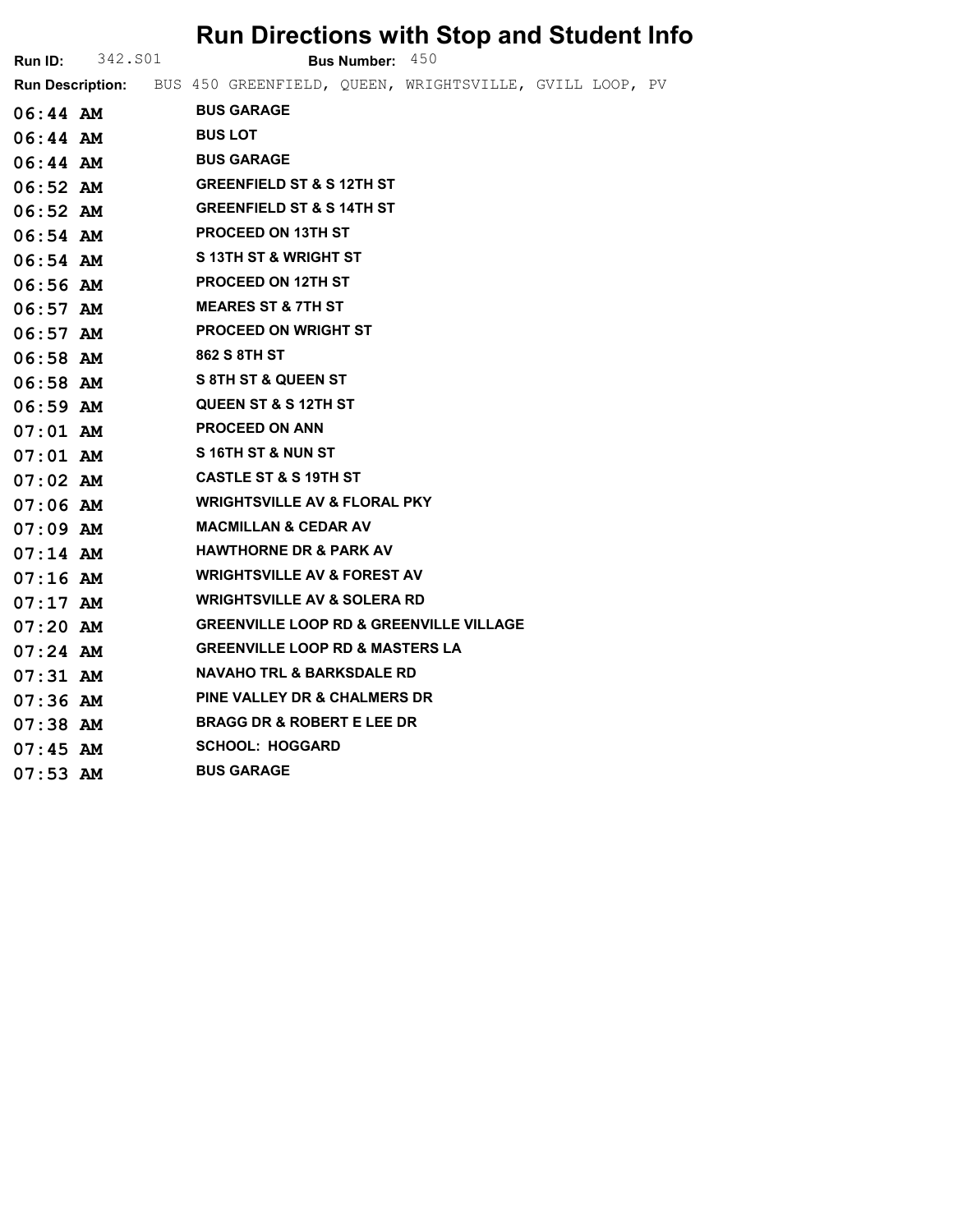# Run Directions with Stop and Student Info

**Run ID:** 342.S01 **Bus Number:** 450

**Run Description:** BUS 450 GREENFIELD, QUEEN, WRIGHTSVILLE, GVILL LOOP, PV

| | |
|---|---|
| **06:44 AM** | **BUS GARAGE** |
| **06:44 AM** | **BUS LOT** |
| **06:44 AM** | **BUS GARAGE** |
| **06:52 AM** | **GREENFIELD ST & S 12TH ST** |
| **06:52 AM** | **GREENFIELD ST & S 14TH ST** |
| **06:54 AM** | **PROCEED ON 13TH ST** |
| **06:54 AM** | **S 13TH ST & WRIGHT ST** |
| **06:56 AM** | **PROCEED ON 12TH ST** |
| **06:57 AM** | **MEARES ST & 7TH ST** |
| **06:57 AM** | **PROCEED ON WRIGHT ST** |
| **06:58 AM** | **862 S 8TH ST** |
| **06:58 AM** | **S 8TH ST & QUEEN ST** |
| **06:59 AM** | **QUEEN ST & S 12TH ST** |
| **07:01 AM** | **PROCEED ON ANN** |
| **07:01 AM** | **S 16TH ST & NUN ST** |
| **07:02 AM** | **CASTLE ST & S 19TH ST** |
| **07:06 AM** | **WRIGHTSVILLE AV & FLORAL PKY** |
| **07:09 AM** | **MACMILLAN & CEDAR AV** |
| **07:14 AM** | **HAWTHORNE DR & PARK AV** |
| **07:16 AM** | **WRIGHTSVILLE AV & FOREST AV** |
| **07:17 AM** | **WRIGHTSVILLE AV & SOLERA RD** |
| **07:20 AM** | **GREENVILLE LOOP RD & GREENVILLE VILLAGE** |
| **07:24 AM** | **GREENVILLE LOOP RD & MASTERS LA** |
| **07:31 AM** | **NAVAHO TRL & BARKSDALE RD** |
| **07:36 AM** | **PINE VALLEY DR & CHALMERS DR** |
| **07:38 AM** | **BRAGG DR & ROBERT E LEE DR** |
| **07:45 AM** | **SCHOOL: HOGGARD** |
| **07:53 AM** | **BUS GARAGE** |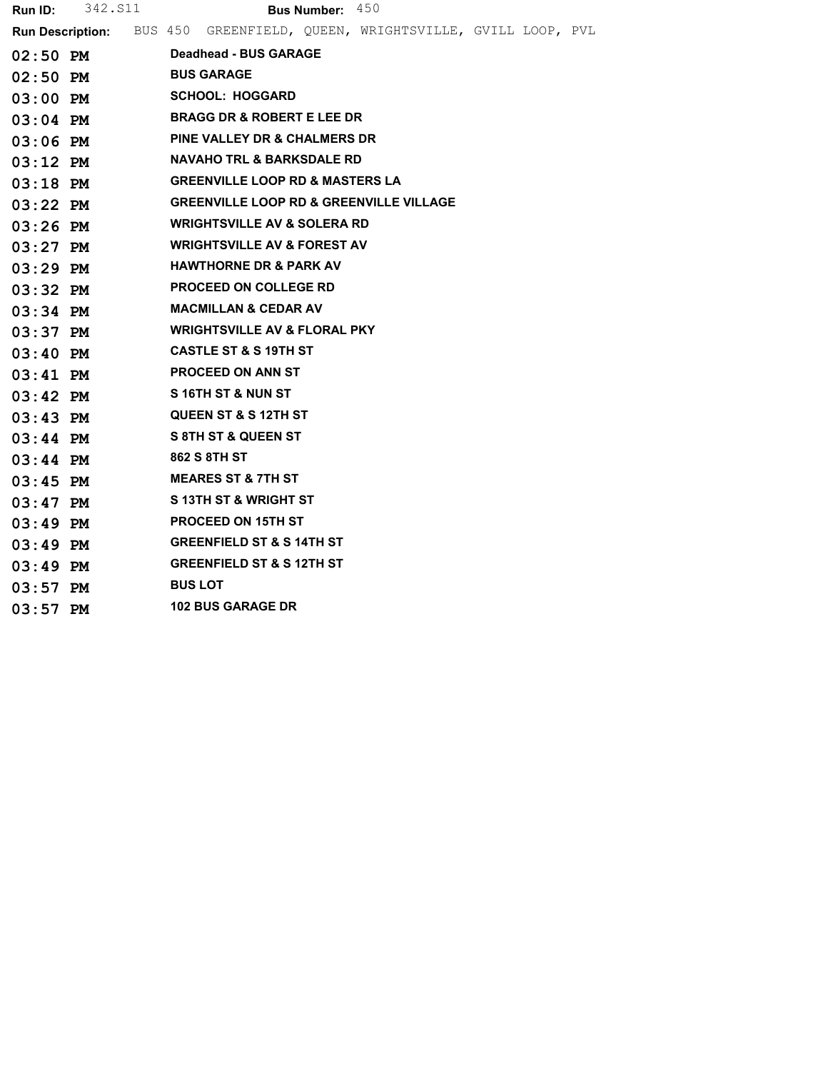**Run ID:** 342.S11 **Bus Number:** 450

**Run Description:** BUS 450 GREENFIELD, QUEEN, WRIGHTSVILLE, GVILL LOOP, PVL

| Time | Stop |
|---|---|
| 02:50 PM | Deadhead - BUS GARAGE |
| 02:50 PM | BUS GARAGE |
| 03:00 PM | SCHOOL: HOGGARD |
| 03:04 PM | BRAGG DR & ROBERT E LEE DR |
| 03:06 PM | PINE VALLEY DR & CHALMERS DR |
| 03:12 PM | NAVAHO TRL & BARKSDALE RD |
| 03:18 PM | GREENVILLE LOOP RD & MASTERS LA |
| 03:22 PM | GREENVILLE LOOP RD & GREENVILLE VILLAGE |
| 03:26 PM | WRIGHTSVILLE AV & SOLERA RD |
| 03:27 PM | WRIGHTSVILLE AV & FOREST AV |
| 03:29 PM | HAWTHORNE DR & PARK AV |
| 03:32 PM | PROCEED ON COLLEGE RD |
| 03:34 PM | MACMILLAN & CEDAR AV |
| 03:37 PM | WRIGHTSVILLE AV & FLORAL PKY |
| 03:40 PM | CASTLE ST & S 19TH ST |
| 03:41 PM | PROCEED ON ANN ST |
| 03:42 PM | S 16TH ST & NUN ST |
| 03:43 PM | QUEEN ST & S 12TH ST |
| 03:44 PM | S 8TH ST & QUEEN ST |
| 03:44 PM | 862 S 8TH ST |
| 03:45 PM | MEARES ST & 7TH ST |
| 03:47 PM | S 13TH ST & WRIGHT ST |
| 03:49 PM | PROCEED ON 15TH ST |
| 03:49 PM | GREENFIELD ST & S 14TH ST |
| 03:49 PM | GREENFIELD ST & S 12TH ST |
| 03:57 PM | BUS LOT |
| 03:57 PM | 102 BUS GARAGE DR |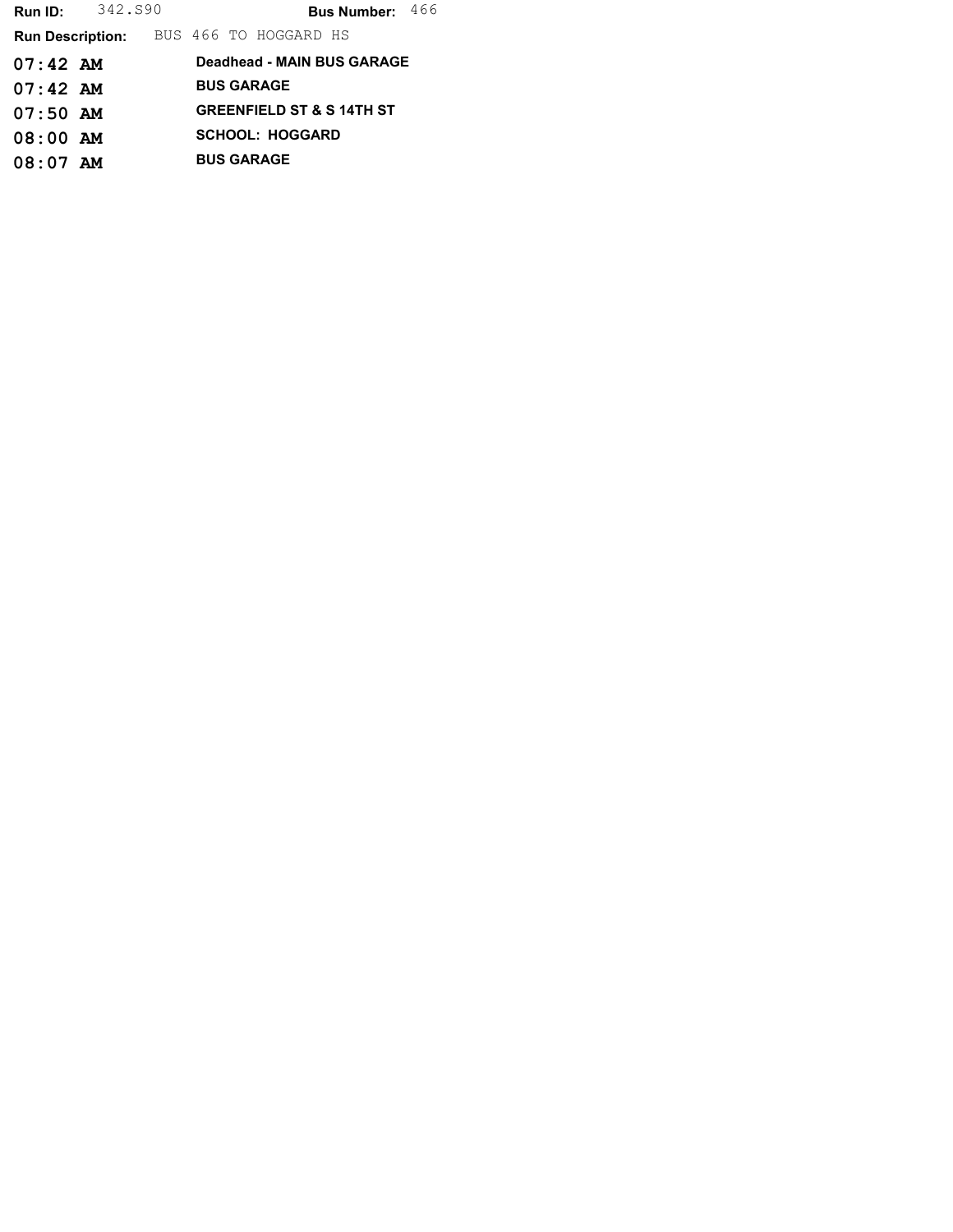**Run ID:** 342.S90 **Bus Number:** 466

**Run Description:** BUS 466 TO HOGGARD HS

| | |
|---|---|
| **07:42 AM** | **Deadhead - MAIN BUS GARAGE** |
| **07:42 AM** | **BUS GARAGE** |
| **07:50 AM** | **GREENFIELD ST & S 14TH ST** |
| **08:00 AM** | **SCHOOL: HOGGARD** |
| **08:07 AM** | **BUS GARAGE** |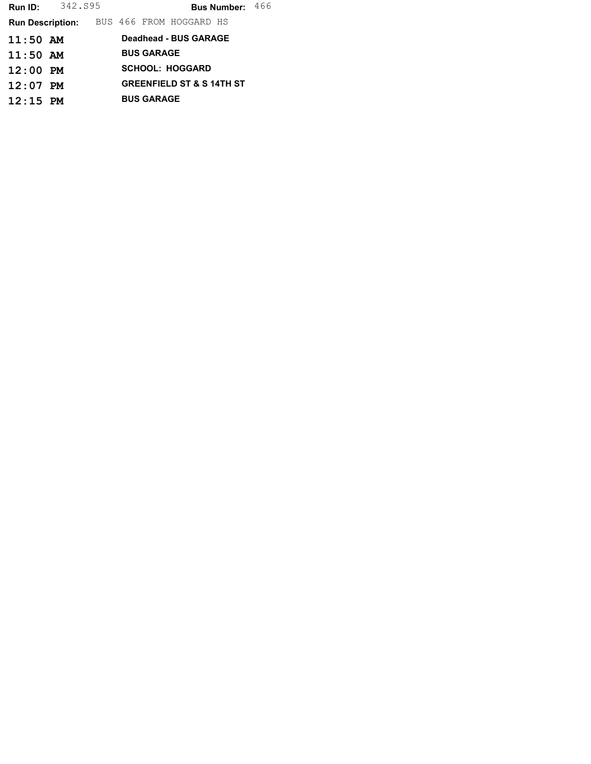**Run ID:** 342.S95 **Bus Number:** 466

**Run Description:** BUS 466 FROM HOGGARD HS

| Time | Stop |
|---|---|
| **11:50 AM** | **Deadhead - BUS GARAGE** |
| **11:50 AM** | **BUS GARAGE** |
| **12:00 PM** | **SCHOOL: HOGGARD** |
| **12:07 PM** | **GREENFIELD ST & S 14TH ST** |
| **12:15 PM** | **BUS GARAGE** |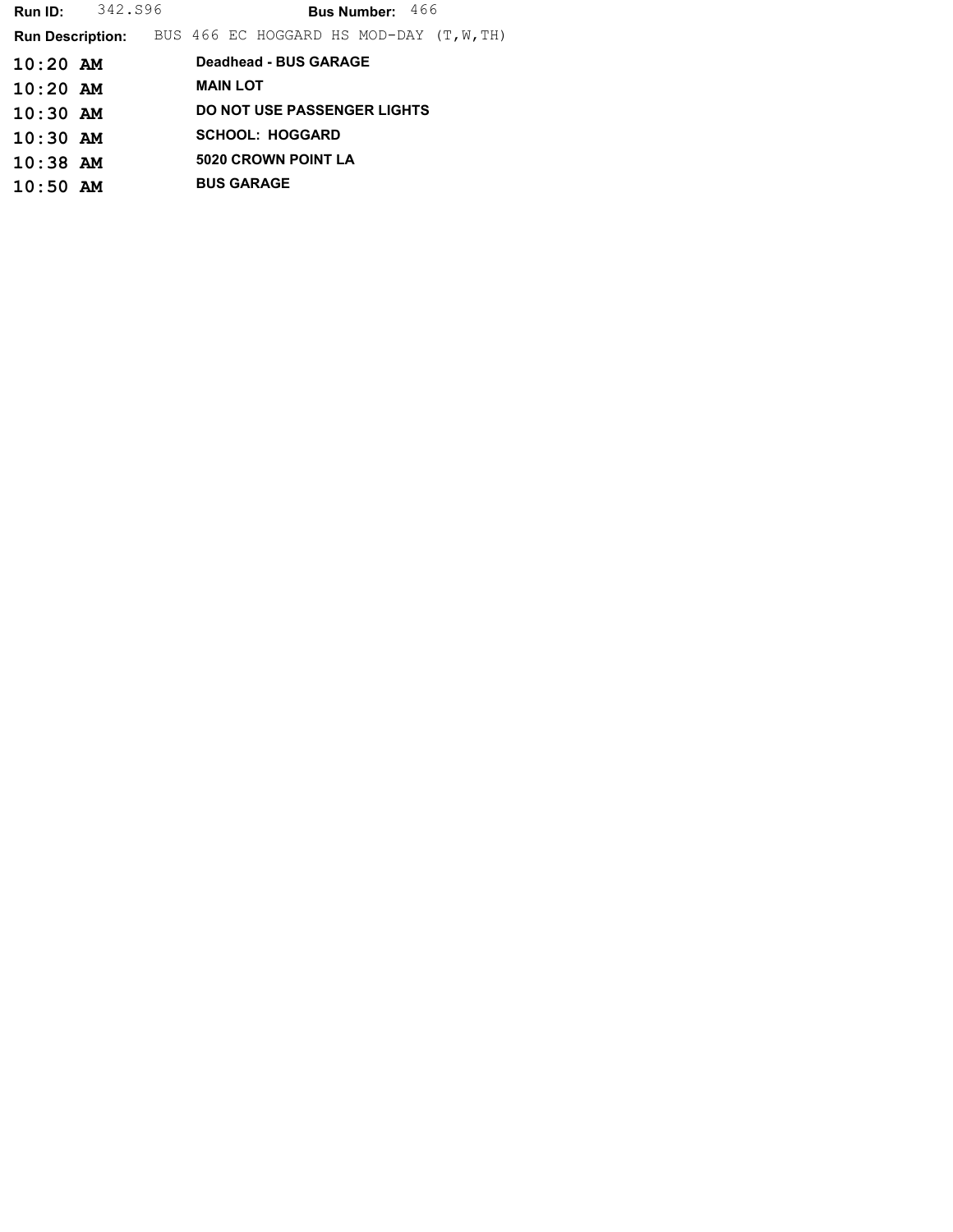**Run ID:** 342.S96 **Bus Number:** 466

**Run Description:** BUS 466 EC HOGGARD HS MOD-DAY (T,W,TH)

| | |
|---|---|
| **10:20 AM** | **Deadhead - BUS GARAGE** |
| **10:20 AM** | **MAIN LOT** |
| **10:30 AM** | **DO NOT USE PASSENGER LIGHTS** |
| **10:30 AM** | **SCHOOL: HOGGARD** |
| **10:38 AM** | **5020 CROWN POINT LA** |
| **10:50 AM** | **BUS GARAGE** |